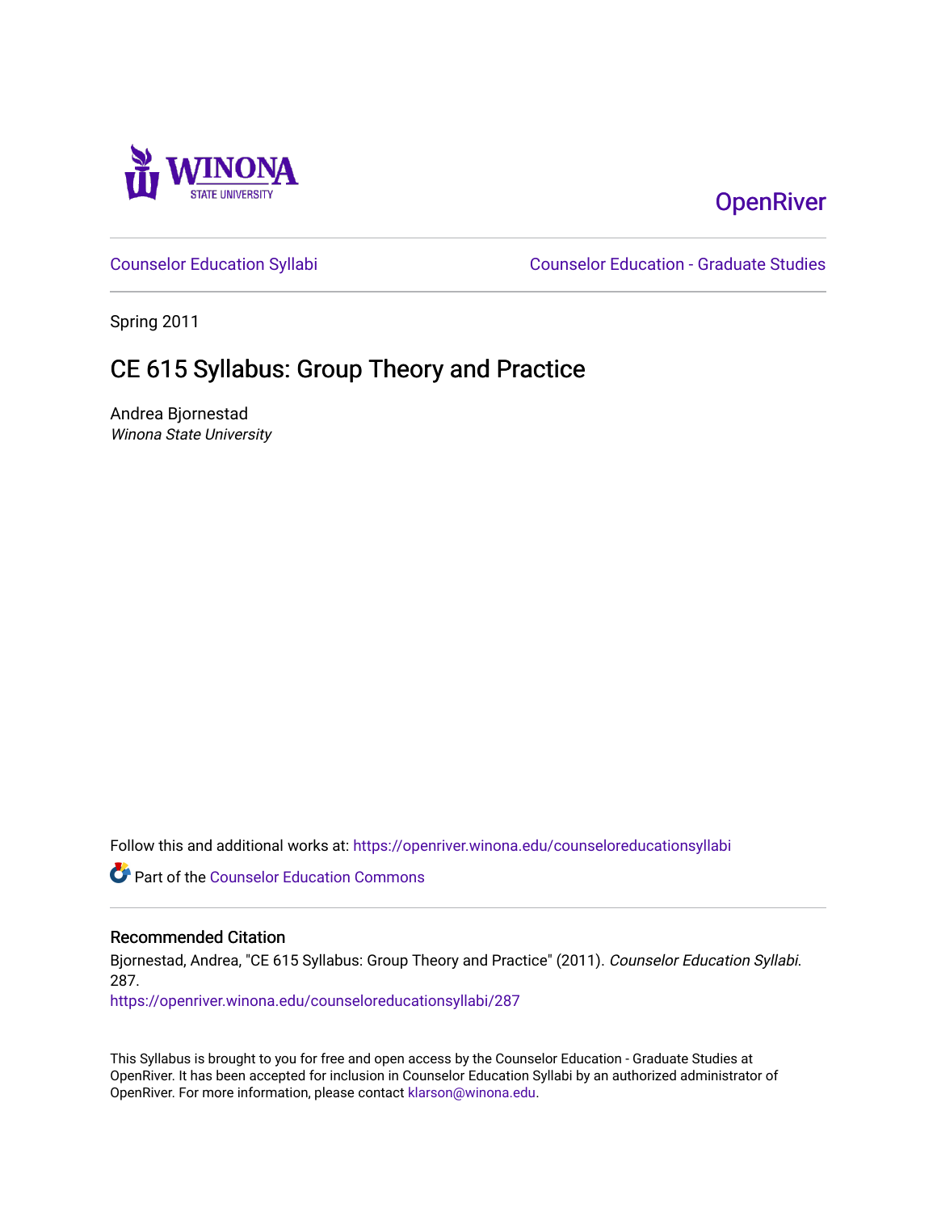Winona State University

OpenRiver

Counselor Education Syllabi | Counselor Education - Graduate Studies

Spring 2011

# CE 615 Syllabus: Group Theory and Practice

Andrea Bjornestad
*Winona State University*

Follow this and additional works at: https://openriver.winona.edu/counseloreducationsyllabi

Part of the Counselor Education Commons

## Recommended Citation

Bjornestad, Andrea, "CE 615 Syllabus: Group Theory and Practice" (2011). *Counselor Education Syllabi*. 287.
https://openriver.winona.edu/counseloreducationsyllabi/287

This Syllabus is brought to you for free and open access by the Counselor Education - Graduate Studies at OpenRiver. It has been accepted for inclusion in Counselor Education Syllabi by an authorized administrator of OpenRiver. For more information, please contact klarson@winona.edu.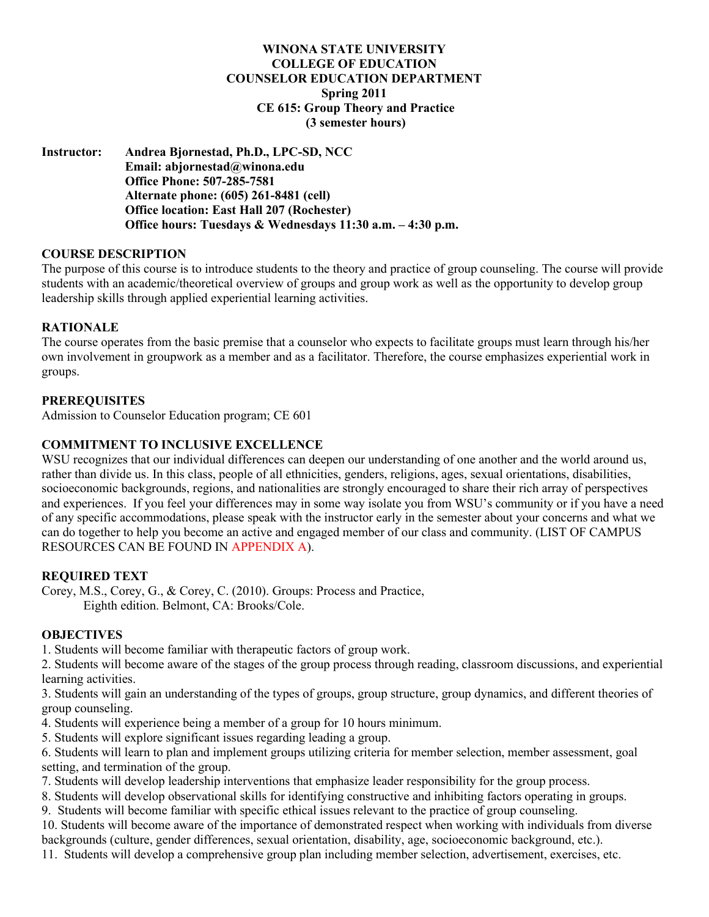**WINONA STATE UNIVERSITY**
**COLLEGE OF EDUCATION**
**COUNSELOR EDUCATION DEPARTMENT**
**Spring 2011**
**CE 615: Group Theory and Practice**
**(3 semester hours)**

**Instructor:** **Andrea Bjornestad, Ph.D., LPC-SD, NCC**
**Email: abjornestad@winona.edu**
**Office Phone: 507-285-7581**
**Alternate phone: (605) 261-8481 (cell)**
**Office location: East Hall 207 (Rochester)**
**Office hours: Tuesdays & Wednesdays 11:30 a.m. – 4:30 p.m.**

## COURSE DESCRIPTION

The purpose of this course is to introduce students to the theory and practice of group counseling. The course will provide students with an academic/theoretical overview of groups and group work as well as the opportunity to develop group leadership skills through applied experiential learning activities.

## RATIONALE

The course operates from the basic premise that a counselor who expects to facilitate groups must learn through his/her own involvement in groupwork as a member and as a facilitator. Therefore, the course emphasizes experiential work in groups.

## PREREQUISITES

Admission to Counselor Education program; CE 601

## COMMITMENT TO INCLUSIVE EXCELLENCE

WSU recognizes that our individual differences can deepen our understanding of one another and the world around us, rather than divide us. In this class, people of all ethnicities, genders, religions, ages, sexual orientations, disabilities, socioeconomic backgrounds, regions, and nationalities are strongly encouraged to share their rich array of perspectives and experiences. If you feel your differences may in some way isolate you from WSU's community or if you have a need of any specific accommodations, please speak with the instructor early in the semester about your concerns and what we can do together to help you become an active and engaged member of our class and community. (LIST OF CAMPUS RESOURCES CAN BE FOUND IN APPENDIX A).

## REQUIRED TEXT

Corey, M.S., Corey, G., & Corey, C. (2010). Groups: Process and Practice,
Eighth edition. Belmont, CA: Brooks/Cole.

## OBJECTIVES

1. Students will become familiar with therapeutic factors of group work.
2. Students will become aware of the stages of the group process through reading, classroom discussions, and experiential learning activities.
3. Students will gain an understanding of the types of groups, group structure, group dynamics, and different theories of group counseling.
4. Students will experience being a member of a group for 10 hours minimum.
5. Students will explore significant issues regarding leading a group.
6. Students will learn to plan and implement groups utilizing criteria for member selection, member assessment, goal setting, and termination of the group.
7. Students will develop leadership interventions that emphasize leader responsibility for the group process.
8. Students will develop observational skills for identifying constructive and inhibiting factors operating in groups.
9. Students will become familiar with specific ethical issues relevant to the practice of group counseling.
10. Students will become aware of the importance of demonstrated respect when working with individuals from diverse backgrounds (culture, gender differences, sexual orientation, disability, age, socioeconomic background, etc.).
11. Students will develop a comprehensive group plan including member selection, advertisement, exercises, etc.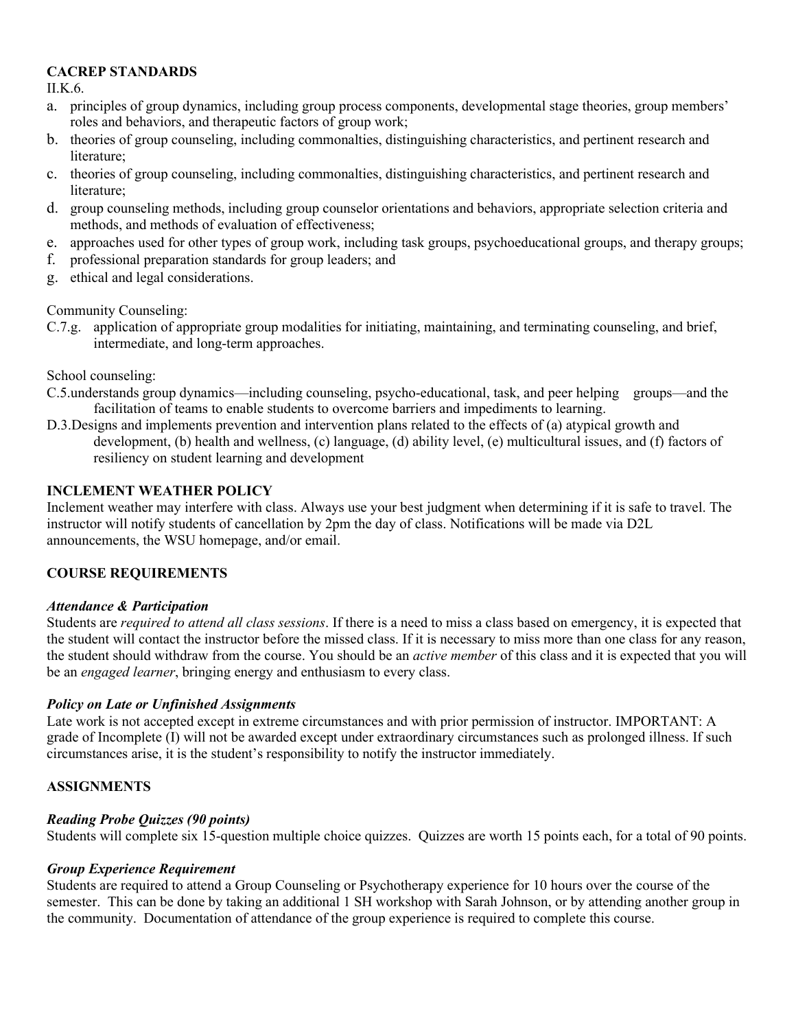**CACREP STANDARDS**

II.K.6.

a. principles of group dynamics, including group process components, developmental stage theories, group members' roles and behaviors, and therapeutic factors of group work;
b. theories of group counseling, including commonalties, distinguishing characteristics, and pertinent research and literature;
c. theories of group counseling, including commonalties, distinguishing characteristics, and pertinent research and literature;
d. group counseling methods, including group counselor orientations and behaviors, appropriate selection criteria and methods, and methods of evaluation of effectiveness;
e. approaches used for other types of group work, including task groups, psychoeducational groups, and therapy groups;
f. professional preparation standards for group leaders; and
g. ethical and legal considerations.

Community Counseling:

C.7.g. application of appropriate group modalities for initiating, maintaining, and terminating counseling, and brief, intermediate, and long-term approaches.

School counseling:

C.5.understands group dynamics—including counseling, psycho-educational, task, and peer helping groups—and the facilitation of teams to enable students to overcome barriers and impediments to learning.

D.3.Designs and implements prevention and intervention plans related to the effects of (a) atypical growth and development, (b) health and wellness, (c) language, (d) ability level, (e) multicultural issues, and (f) factors of resiliency on student learning and development

**INCLEMENT WEATHER POLICY**

Inclement weather may interfere with class. Always use your best judgment when determining if it is safe to travel. The instructor will notify students of cancellation by 2pm the day of class. Notifications will be made via D2L announcements, the WSU homepage, and/or email.

**COURSE REQUIREMENTS**

***Attendance & Participation***

Students are *required to attend all class sessions*. If there is a need to miss a class based on emergency, it is expected that the student will contact the instructor before the missed class. If it is necessary to miss more than one class for any reason, the student should withdraw from the course. You should be an *active member* of this class and it is expected that you will be an *engaged learner*, bringing energy and enthusiasm to every class.

***Policy on Late or Unfinished Assignments***

Late work is not accepted except in extreme circumstances and with prior permission of instructor. IMPORTANT: A grade of Incomplete (I) will not be awarded except under extraordinary circumstances such as prolonged illness. If such circumstances arise, it is the student's responsibility to notify the instructor immediately.

**ASSIGNMENTS**

***Reading Probe Quizzes (90 points)***

Students will complete six 15-question multiple choice quizzes. Quizzes are worth 15 points each, for a total of 90 points.

***Group Experience Requirement***

Students are required to attend a Group Counseling or Psychotherapy experience for 10 hours over the course of the semester. This can be done by taking an additional 1 SH workshop with Sarah Johnson, or by attending another group in the community. Documentation of attendance of the group experience is required to complete this course.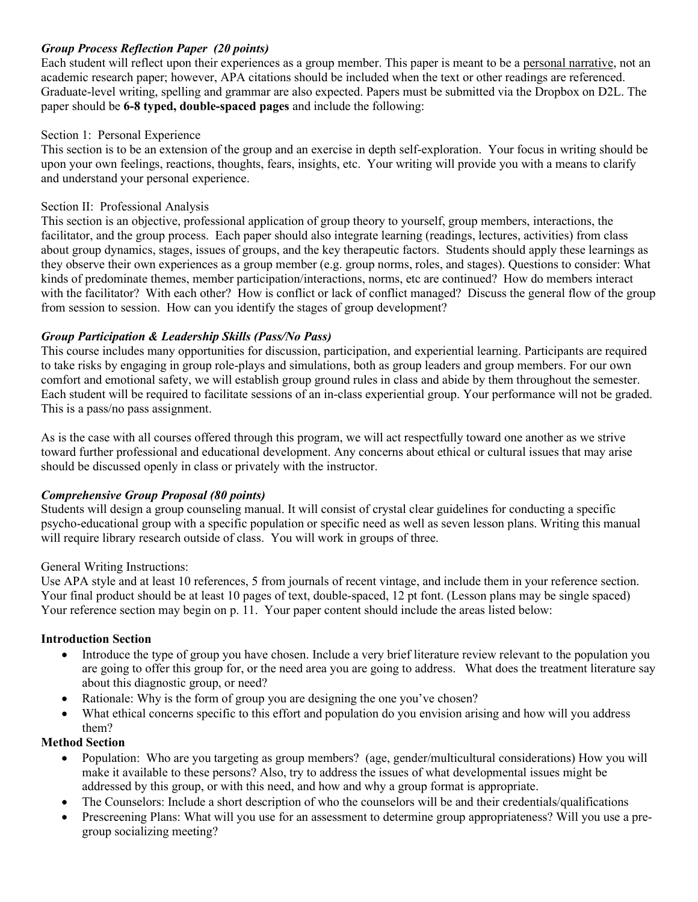***Group Process Reflection Paper (20 points)***

Each student will reflect upon their experiences as a group member. This paper is meant to be a <u>personal narrative</u>, not an academic research paper; however, APA citations should be included when the text or other readings are referenced. Graduate-level writing, spelling and grammar are also expected. Papers must be submitted via the Dropbox on D2L. The paper should be **6-8 typed, double-spaced pages** and include the following:

Section 1: Personal Experience

This section is to be an extension of the group and an exercise in depth self-exploration. Your focus in writing should be upon your own feelings, reactions, thoughts, fears, insights, etc. Your writing will provide you with a means to clarify and understand your personal experience.

Section II: Professional Analysis

This section is an objective, professional application of group theory to yourself, group members, interactions, the facilitator, and the group process. Each paper should also integrate learning (readings, lectures, activities) from class about group dynamics, stages, issues of groups, and the key therapeutic factors. Students should apply these learnings as they observe their own experiences as a group member (e.g. group norms, roles, and stages). Questions to consider: What kinds of predominate themes, member participation/interactions, norms, etc are continued? How do members interact with the facilitator? With each other? How is conflict or lack of conflict managed? Discuss the general flow of the group from session to session. How can you identify the stages of group development?

***Group Participation & Leadership Skills (Pass/No Pass)***

This course includes many opportunities for discussion, participation, and experiential learning. Participants are required to take risks by engaging in group role-plays and simulations, both as group leaders and group members. For our own comfort and emotional safety, we will establish group ground rules in class and abide by them throughout the semester. Each student will be required to facilitate sessions of an in-class experiential group. Your performance will not be graded. This is a pass/no pass assignment.

As is the case with all courses offered through this program, we will act respectfully toward one another as we strive toward further professional and educational development. Any concerns about ethical or cultural issues that may arise should be discussed openly in class or privately with the instructor.

***Comprehensive Group Proposal (80 points)***

Students will design a group counseling manual. It will consist of crystal clear guidelines for conducting a specific psycho-educational group with a specific population or specific need as well as seven lesson plans. Writing this manual will require library research outside of class. You will work in groups of three.

General Writing Instructions:

Use APA style and at least 10 references, 5 from journals of recent vintage, and include them in your reference section. Your final product should be at least 10 pages of text, double-spaced, 12 pt font. (Lesson plans may be single spaced) Your reference section may begin on p. 11. Your paper content should include the areas listed below:

**Introduction Section**

- Introduce the type of group you have chosen. Include a very brief literature review relevant to the population you are going to offer this group for, or the need area you are going to address. What does the treatment literature say about this diagnostic group, or need?
- Rationale: Why is the form of group you are designing the one you've chosen?
- What ethical concerns specific to this effort and population do you envision arising and how will you address them?

**Method Section**

- Population: Who are you targeting as group members? (age, gender/multicultural considerations) How you will make it available to these persons? Also, try to address the issues of what developmental issues might be addressed by this group, or with this need, and how and why a group format is appropriate.
- The Counselors: Include a short description of who the counselors will be and their credentials/qualifications
- Prescreening Plans: What will you use for an assessment to determine group appropriateness? Will you use a pre-group socializing meeting?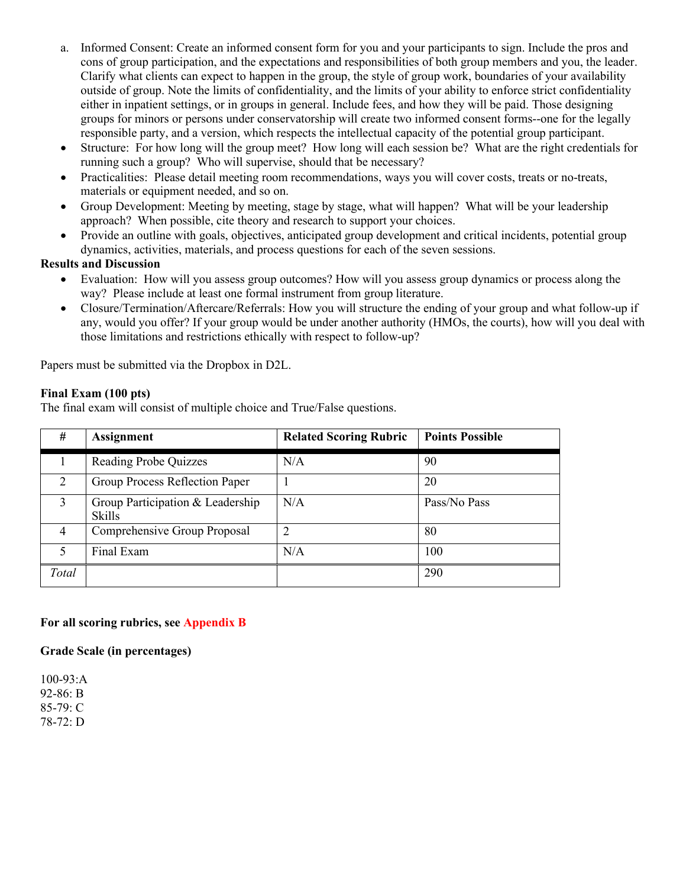a. Informed Consent: Create an informed consent form for you and your participants to sign. Include the pros and cons of group participation, and the expectations and responsibilities of both group members and you, the leader. Clarify what clients can expect to happen in the group, the style of group work, boundaries of your availability outside of group. Note the limits of confidentiality, and the limits of your ability to enforce strict confidentiality either in inpatient settings, or in groups in general. Include fees, and how they will be paid. Those designing groups for minors or persons under conservatorship will create two informed consent forms--one for the legally responsible party, and a version, which respects the intellectual capacity of the potential group participant.

- Structure: For how long will the group meet? How long will each session be? What are the right credentials for running such a group? Who will supervise, should that be necessary?
- Practicalities: Please detail meeting room recommendations, ways you will cover costs, treats or no-treats, materials or equipment needed, and so on.
- Group Development: Meeting by meeting, stage by stage, what will happen? What will be your leadership approach? When possible, cite theory and research to support your choices.
- Provide an outline with goals, objectives, anticipated group development and critical incidents, potential group dynamics, activities, materials, and process questions for each of the seven sessions.

**Results and Discussion**

- Evaluation: How will you assess group outcomes? How will you assess group dynamics or process along the way? Please include at least one formal instrument from group literature.
- Closure/Termination/Aftercare/Referrals: How you will structure the ending of your group and what follow-up if any, would you offer? If your group would be under another authority (HMOs, the courts), how will you deal with those limitations and restrictions ethically with respect to follow-up?

Papers must be submitted via the Dropbox in D2L.

**Final Exam (100 pts)**

The final exam will consist of multiple choice and True/False questions.

| # | Assignment | Related Scoring Rubric | Points Possible |
|---|---|---|---|
| 1 | Reading Probe Quizzes | N/A | 90 |
| 2 | Group Process Reflection Paper | 1 | 20 |
| 3 | Group Participation & Leadership Skills | N/A | Pass/No Pass |
| 4 | Comprehensive Group Proposal | 2 | 80 |
| 5 | Final Exam | N/A | 100 |
| *Total* | | | 290 |

**For all scoring rubrics, see Appendix B**

**Grade Scale (in percentages)**

100-93:A
92-86: B
85-79: C
78-72: D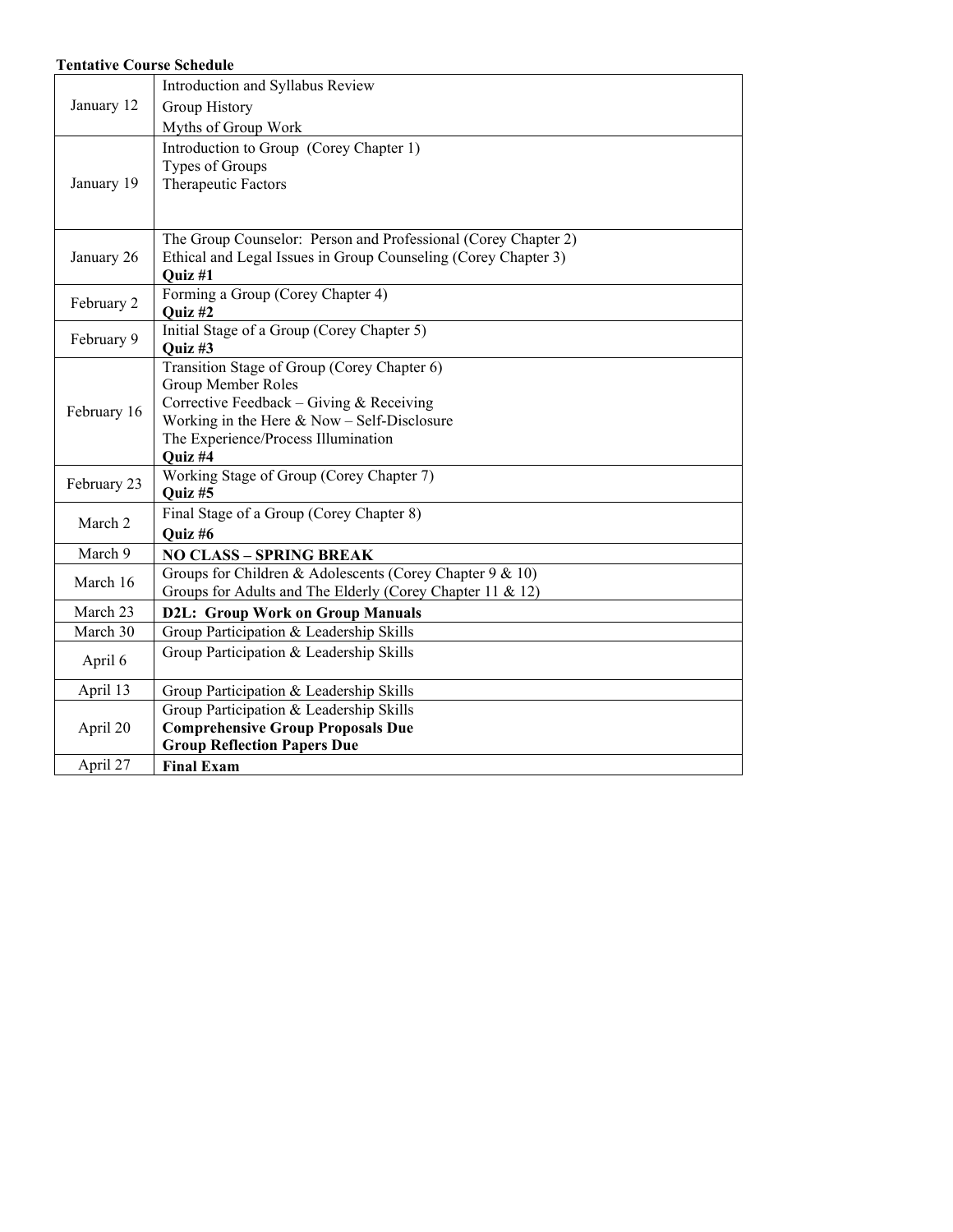**Tentative Course Schedule**

| | |
|---|---|
| January 12 | Introduction and Syllabus Review<br>Group History<br>Myths of Group Work |
| January 19 | Introduction to Group (Corey Chapter 1)<br>Types of Groups<br>Therapeutic Factors |
| January 26 | The Group Counselor: Person and Professional (Corey Chapter 2)<br>Ethical and Legal Issues in Group Counseling (Corey Chapter 3)<br>**Quiz #1** |
| February 2 | Forming a Group (Corey Chapter 4)<br>**Quiz #2** |
| February 9 | Initial Stage of a Group (Corey Chapter 5)<br>**Quiz #3** |
| February 16 | Transition Stage of Group (Corey Chapter 6)<br>Group Member Roles<br>Corrective Feedback – Giving & Receiving<br>Working in the Here & Now – Self-Disclosure<br>The Experience/Process Illumination<br>**Quiz #4** |
| February 23 | Working Stage of Group (Corey Chapter 7)<br>**Quiz #5** |
| March 2 | Final Stage of a Group (Corey Chapter 8)<br>**Quiz #6** |
| March 9 | **NO CLASS – SPRING BREAK** |
| March 16 | Groups for Children & Adolescents (Corey Chapter 9 & 10)<br>Groups for Adults and The Elderly (Corey Chapter 11 & 12) |
| March 23 | **D2L: Group Work on Group Manuals** |
| March 30 | Group Participation & Leadership Skills |
| April 6 | Group Participation & Leadership Skills |
| April 13 | Group Participation & Leadership Skills |
| April 20 | Group Participation & Leadership Skills<br>**Comprehensive Group Proposals Due**<br>**Group Reflection Papers Due** |
| April 27 | **Final Exam** |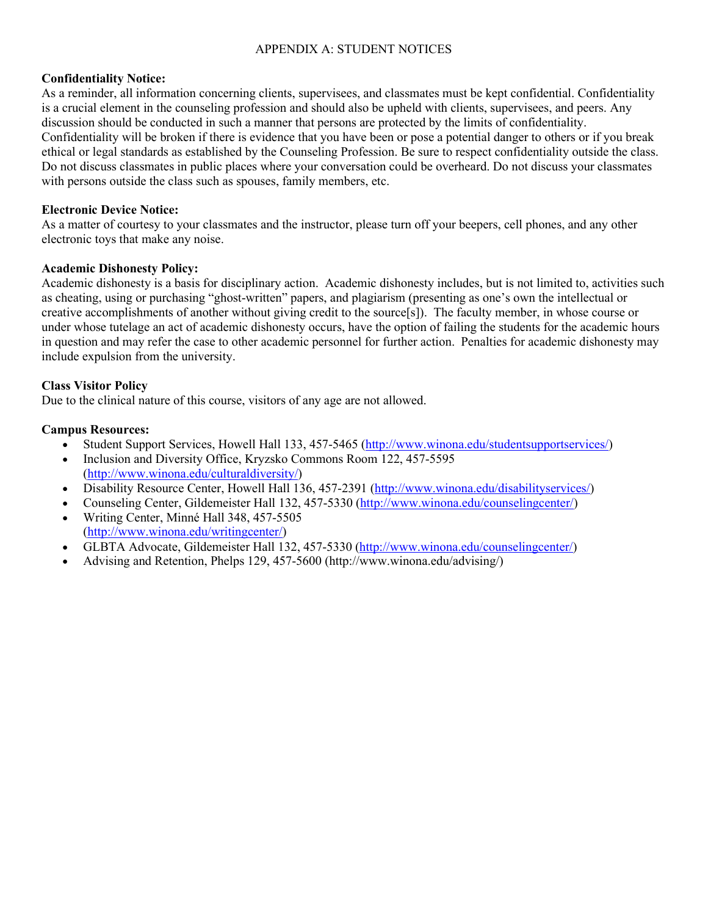# APPENDIX A: STUDENT NOTICES

**Confidentiality Notice:**
As a reminder, all information concerning clients, supervisees, and classmates must be kept confidential. Confidentiality is a crucial element in the counseling profession and should also be upheld with clients, supervisees, and peers. Any discussion should be conducted in such a manner that persons are protected by the limits of confidentiality. Confidentiality will be broken if there is evidence that you have been or pose a potential danger to others or if you break ethical or legal standards as established by the Counseling Profession. Be sure to respect confidentiality outside the class. Do not discuss classmates in public places where your conversation could be overheard. Do not discuss your classmates with persons outside the class such as spouses, family members, etc.

**Electronic Device Notice:**
As a matter of courtesy to your classmates and the instructor, please turn off your beepers, cell phones, and any other electronic toys that make any noise.

**Academic Dishonesty Policy:**
Academic dishonesty is a basis for disciplinary action. Academic dishonesty includes, but is not limited to, activities such as cheating, using or purchasing "ghost-written" papers, and plagiarism (presenting as one's own the intellectual or creative accomplishments of another without giving credit to the source[s]). The faculty member, in whose course or under whose tutelage an act of academic dishonesty occurs, have the option of failing the students for the academic hours in question and may refer the case to other academic personnel for further action. Penalties for academic dishonesty may include expulsion from the university.

**Class Visitor Policy**
Due to the clinical nature of this course, visitors of any age are not allowed.

**Campus Resources:**

- Student Support Services, Howell Hall 133, 457-5465 (http://www.winona.edu/studentsupportservices/)
- Inclusion and Diversity Office, Kryzsko Commons Room 122, 457-5595 (http://www.winona.edu/culturaldiversity/)
- Disability Resource Center, Howell Hall 136, 457-2391 (http://www.winona.edu/disabilityservices/)
- Counseling Center, Gildemeister Hall 132, 457-5330 (http://www.winona.edu/counselingcenter/)
- Writing Center, Minné Hall 348, 457-5505 (http://www.winona.edu/writingcenter/)
- GLBTA Advocate, Gildemeister Hall 132, 457-5330 (http://www.winona.edu/counselingcenter/)
- Advising and Retention, Phelps 129, 457-5600 (http://www.winona.edu/advising/)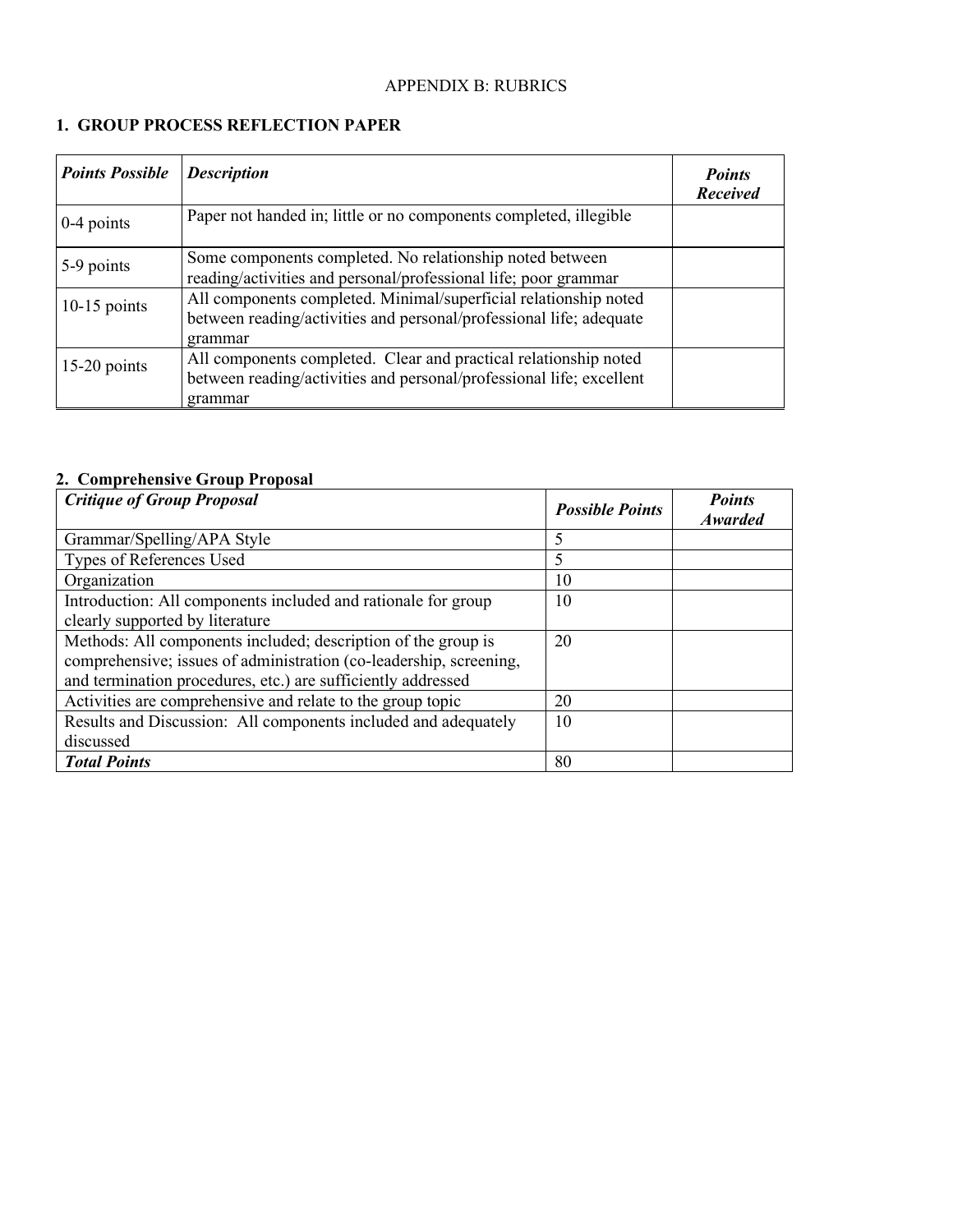APPENDIX B: RUBRICS

## 1. GROUP PROCESS REFLECTION PAPER

| *Points Possible* | *Description* | *Points Received* |
| --- | --- | --- |
| 0-4 points | Paper not handed in; little or no components completed, illegible | |
| 5-9 points | Some components completed. No relationship noted between reading/activities and personal/professional life; poor grammar | |
| 10-15 points | All components completed. Minimal/superficial relationship noted between reading/activities and personal/professional life; adequate grammar | |
| 15-20 points | All components completed. Clear and practical relationship noted between reading/activities and personal/professional life; excellent grammar | |

## 2. Comprehensive Group Proposal

| *Critique of Group Proposal* | *Possible Points* | *Points Awarded* |
| --- | --- | --- |
| Grammar/Spelling/APA Style | 5 | |
| Types of References Used | 5 | |
| Organization | 10 | |
| Introduction: All components included and rationale for group clearly supported by literature | 10 | |
| Methods: All components included; description of the group is comprehensive; issues of administration (co-leadership, screening, and termination procedures, etc.) are sufficiently addressed | 20 | |
| Activities are comprehensive and relate to the group topic | 20 | |
| Results and Discussion: All components included and adequately discussed | 10 | |
| ***Total Points*** | 80 | |